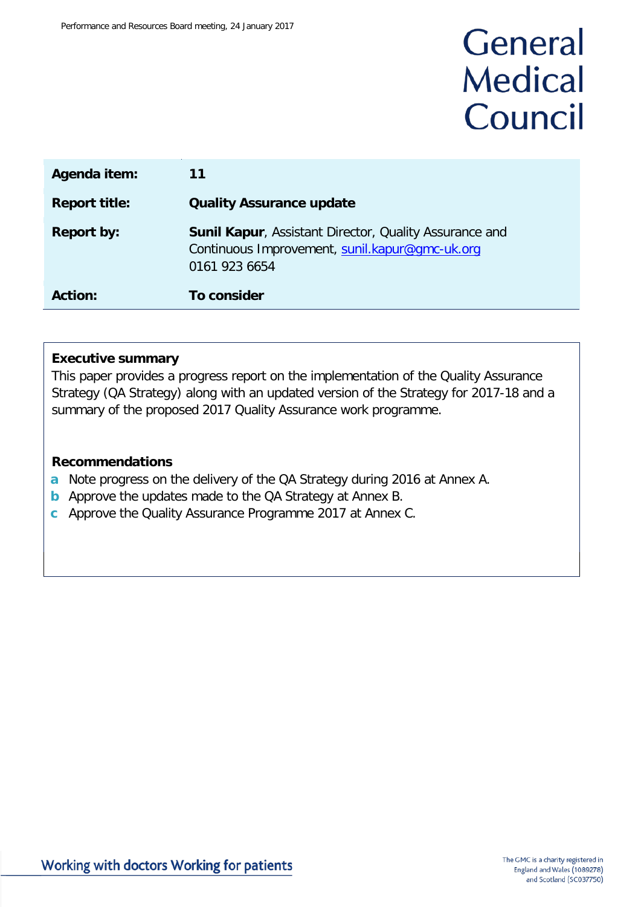Performance and Resources Board meeting, 24 January 2017

# General Medical Council

| | |
|---|---|
| **Agenda item:** | **11** |
| **Report title:** | **Quality Assurance update** |
| **Report by:** | **Sunil Kapur**, Assistant Director, Quality Assurance and Continuous Improvement, sunil.kapur@gmc-uk.org 0161 923 6654 |
| **Action:** | **To consider** |

**Executive summary**

This paper provides a progress report on the implementation of the Quality Assurance Strategy (QA Strategy) along with an updated version of the Strategy for 2017-18 and a summary of the proposed 2017 Quality Assurance work programme.

**Recommendations**

- **a** Note progress on the delivery of the QA Strategy during 2016 at Annex A.
- **b** Approve the updates made to the QA Strategy at Annex B.
- **c** Approve the Quality Assurance Programme 2017 at Annex C.

Working with doctors Working for patients

The GMC is a charity registered in England and Wales (1089278) and Scotland (SC037750)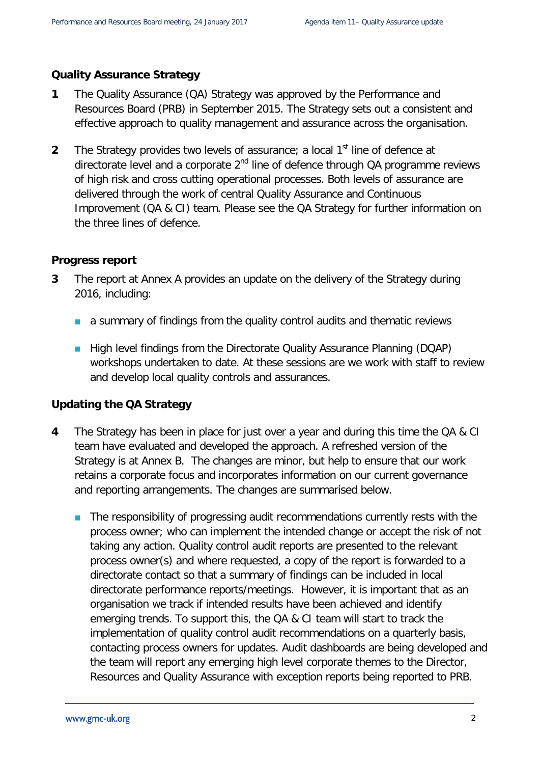**Quality Assurance Strategy**

**1** The Quality Assurance (QA) Strategy was approved by the Performance and Resources Board (PRB) in September 2015. The Strategy sets out a consistent and effective approach to quality management and assurance across the organisation.

**2** The Strategy provides two levels of assurance; a local 1st line of defence at directorate level and a corporate 2nd line of defence through QA programme reviews of high risk and cross cutting operational processes. Both levels of assurance are delivered through the work of central Quality Assurance and Continuous Improvement (QA & CI) team. Please see the QA Strategy for further information on the three lines of defence.

**Progress report**

**3** The report at Annex A provides an update on the delivery of the Strategy during 2016, including:

- a summary of findings from the quality control audits and thematic reviews
- High level findings from the Directorate Quality Assurance Planning (DQAP) workshops undertaken to date. At these sessions are we work with staff to review and develop local quality controls and assurances.

**Updating the QA Strategy**

**4** The Strategy has been in place for just over a year and during this time the QA & CI team have evaluated and developed the approach. A refreshed version of the Strategy is at Annex B. The changes are minor, but help to ensure that our work retains a corporate focus and incorporates information on our current governance and reporting arrangements. The changes are summarised below.

- The responsibility of progressing audit recommendations currently rests with the process owner; who can implement the intended change or accept the risk of not taking any action. Quality control audit reports are presented to the relevant process owner(s) and where requested, a copy of the report is forwarded to a directorate contact so that a summary of findings can be included in local directorate performance reports/meetings. However, it is important that as an organisation we track if intended results have been achieved and identify emerging trends. To support this, the QA & CI team will start to track the implementation of quality control audit recommendations on a quarterly basis, contacting process owners for updates. Audit dashboards are being developed and the team will report any emerging high level corporate themes to the Director, Resources and Quality Assurance with exception reports being reported to PRB.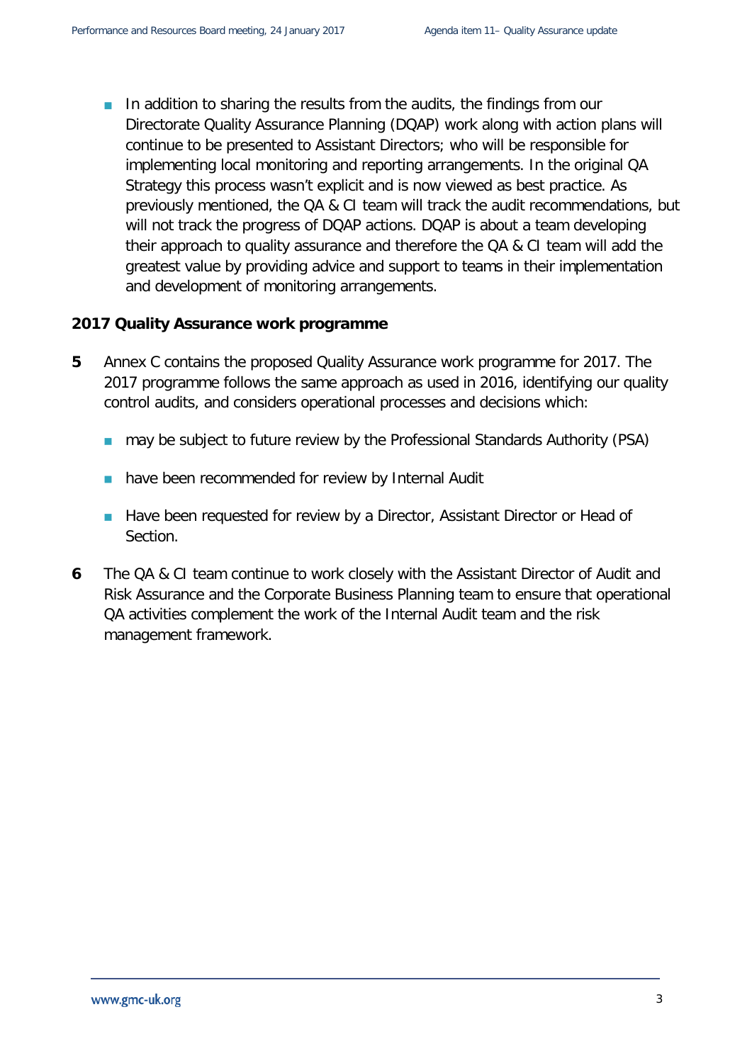- In addition to sharing the results from the audits, the findings from our Directorate Quality Assurance Planning (DQAP) work along with action plans will continue to be presented to Assistant Directors; who will be responsible for implementing local monitoring and reporting arrangements. In the original QA Strategy this process wasn't explicit and is now viewed as best practice. As previously mentioned, the QA & CI team will track the audit recommendations, but will not track the progress of DQAP actions. DQAP is about a team developing their approach to quality assurance and therefore the QA & CI team will add the greatest value by providing advice and support to teams in their implementation and development of monitoring arrangements.

**2017 Quality Assurance work programme**

**5** Annex C contains the proposed Quality Assurance work programme for 2017. The 2017 programme follows the same approach as used in 2016, identifying our quality control audits, and considers operational processes and decisions which:

- may be subject to future review by the Professional Standards Authority (PSA)
- have been recommended for review by Internal Audit
- Have been requested for review by a Director, Assistant Director or Head of Section.

**6** The QA & CI team continue to work closely with the Assistant Director of Audit and Risk Assurance and the Corporate Business Planning team to ensure that operational QA activities complement the work of the Internal Audit team and the risk management framework.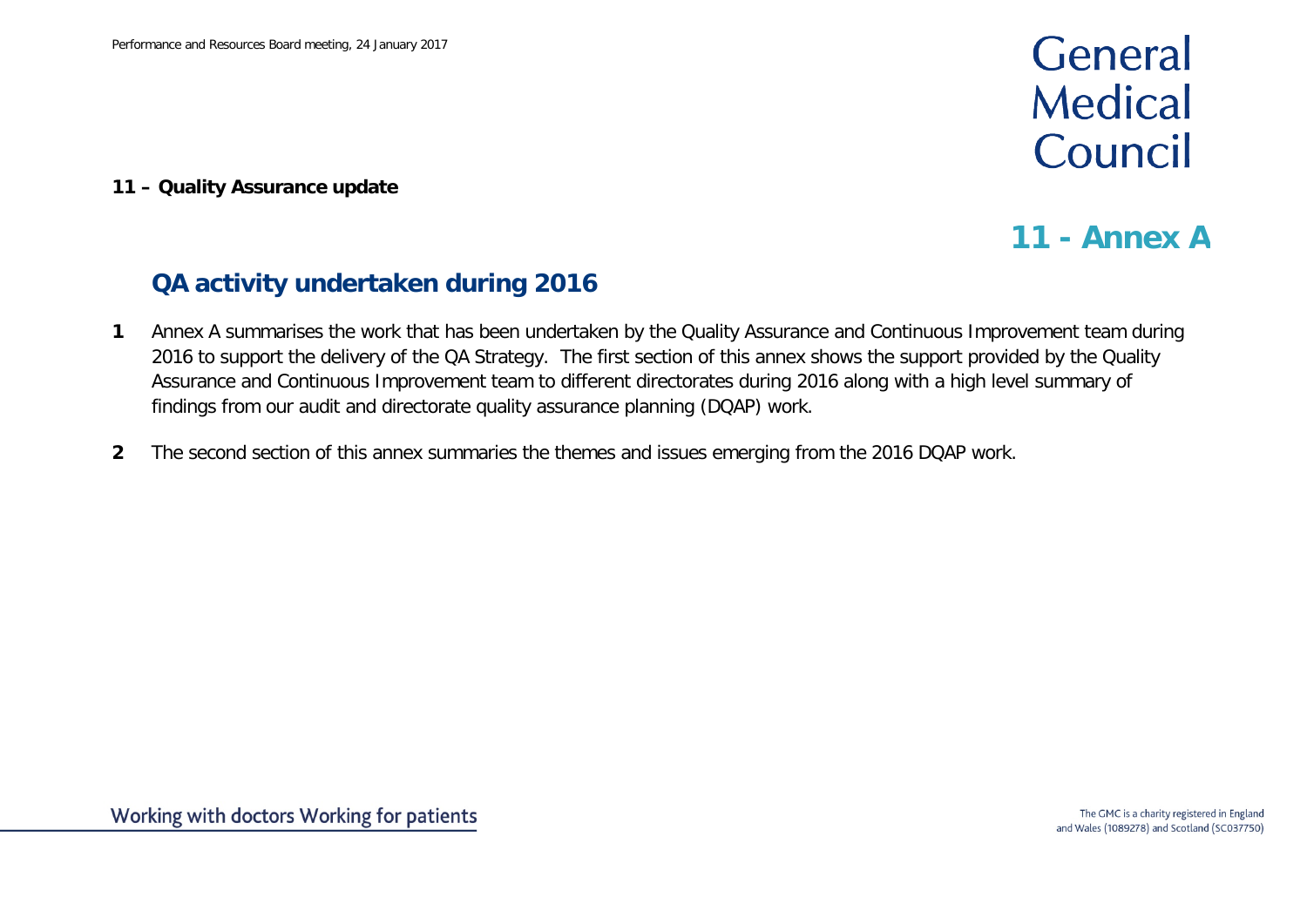**11 – Quality Assurance update**

# 11 - Annex A

## QA activity undertaken during 2016

**1** Annex A summarises the work that has been undertaken by the Quality Assurance and Continuous Improvement team during 2016 to support the delivery of the QA Strategy. The first section of this annex shows the support provided by the Quality Assurance and Continuous Improvement team to different directorates during 2016 along with a high level summary of findings from our audit and directorate quality assurance planning (DQAP) work.

**2** The second section of this annex summaries the themes and issues emerging from the 2016 DQAP work.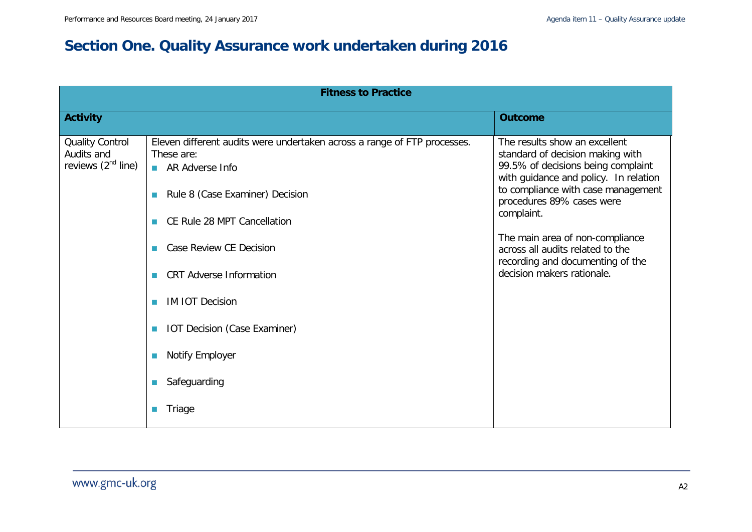# Section One. Quality Assurance work undertaken during 2016

| Fitness to Practice | | |
|---|---|---|
| **Activity** | | **Outcome** |
| Quality Control Audits and reviews (2nd line) | Eleven different audits were undertaken across a range of FTP processes. These are:<br>- AR Adverse Info<br>- Rule 8 (Case Examiner) Decision<br>- CE Rule 28 MPT Cancellation<br>- Case Review CE Decision<br>- CRT Adverse Information<br>- IM IOT Decision<br>- IOT Decision (Case Examiner)<br>- Notify Employer<br>- Safeguarding<br>- Triage | The results show an excellent standard of decision making with 99.5% of decisions being complaint with guidance and policy. In relation to compliance with case management procedures 89% cases were complaint.<br><br>The main area of non-compliance across all audits related to the recording and documenting of the decision makers rationale. |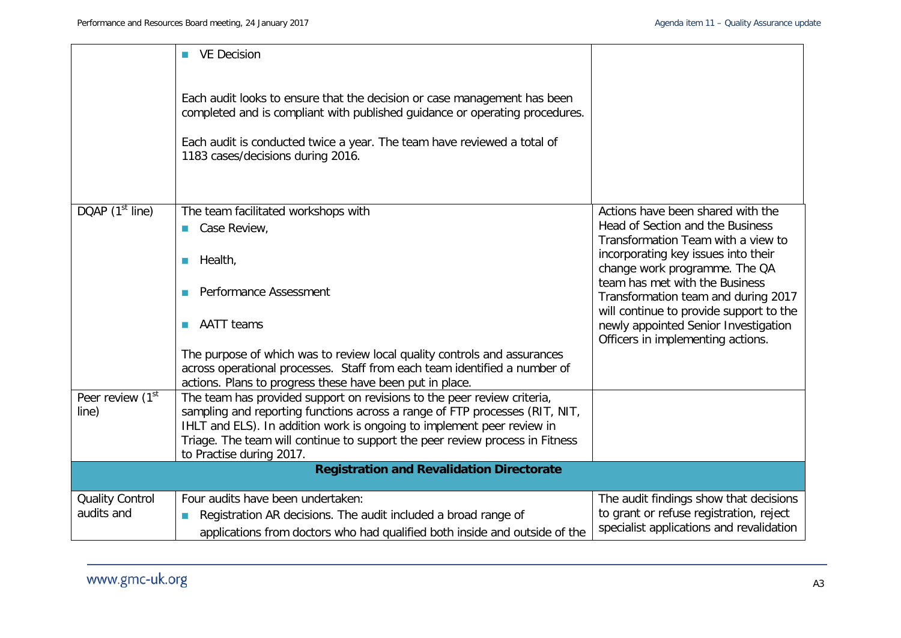| | | |
|---|---|---|
| | - VE Decision<br><br>Each audit looks to ensure that the decision or case management has been completed and is compliant with published guidance or operating procedures.<br><br>Each audit is conducted twice a year. The team have reviewed a total of 1183 cases/decisions during 2016. | |
| DQAP (1st line) | The team facilitated workshops with<br>- Case Review,<br>- Health,<br>- Performance Assessment<br>- AATT teams<br><br>The purpose of which was to review local quality controls and assurances across operational processes. Staff from each team identified a number of actions. Plans to progress these have been put in place. | Actions have been shared with the Head of Section and the Business Transformation Team with a view to incorporating key issues into their change work programme. The QA team has met with the Business Transformation team and during 2017 will continue to provide support to the newly appointed Senior Investigation Officers in implementing actions. |
| Peer review (1st line) | The team has provided support on revisions to the peer review criteria, sampling and reporting functions across a range of FTP processes (RIT, NIT, IHLT and ELS). In addition work is ongoing to implement peer review in Triage. The team will continue to support the peer review process in Fitness to Practise during 2017. | |
| | **Registration and Revalidation Directorate** | |
| Quality Control audits and | Four audits have been undertaken:<br>- Registration AR decisions. The audit included a broad range of applications from doctors who had qualified both inside and outside of the | The audit findings show that decisions to grant or refuse registration, reject specialist applications and revalidation |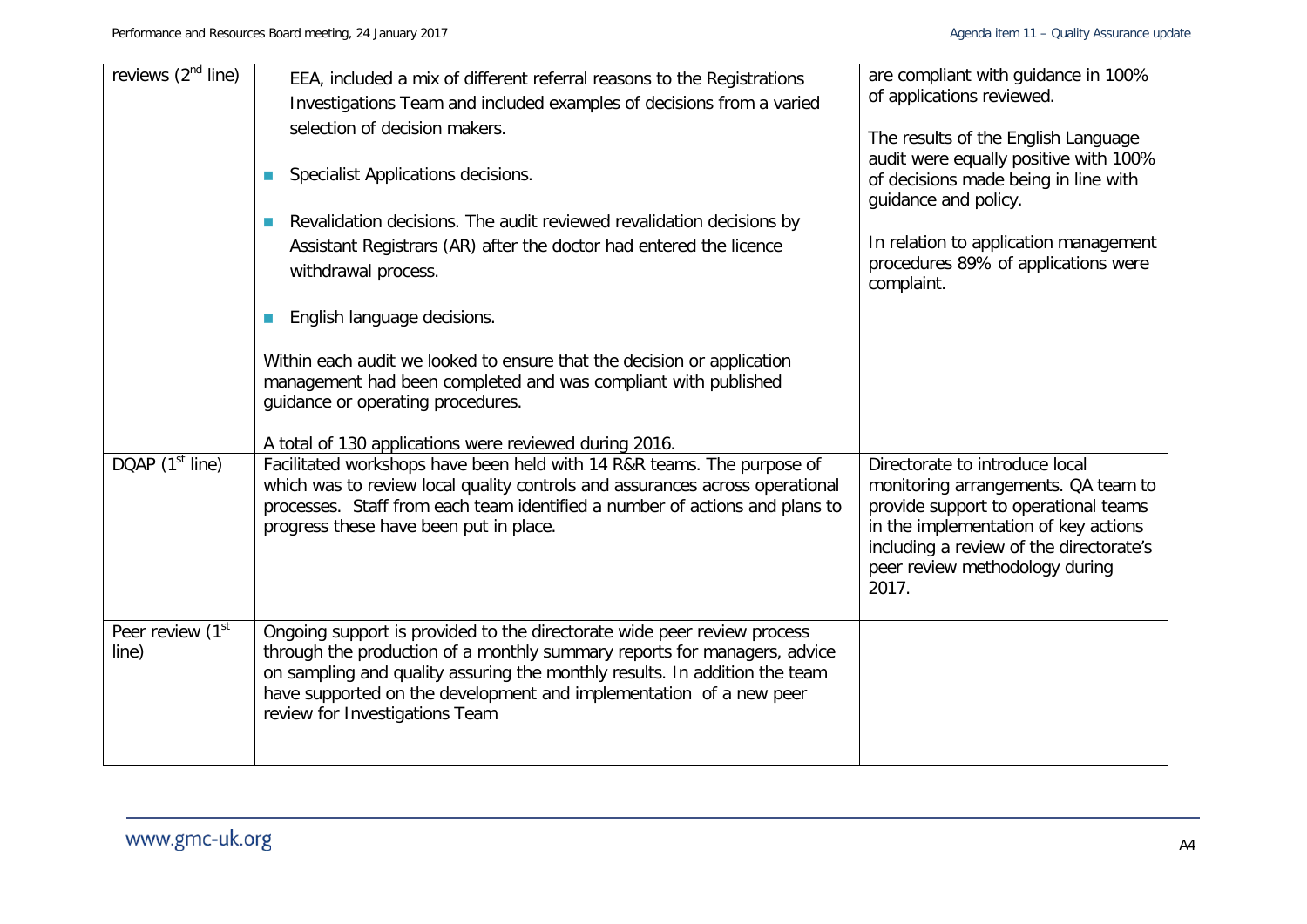| | | |
|---|---|---|
| reviews (2nd line) | EEA, included a mix of different referral reasons to the Registrations Investigations Team and included examples of decisions from a varied selection of decision makers.<br><br>- Specialist Applications decisions.<br>- Revalidation decisions. The audit reviewed revalidation decisions by Assistant Registrars (AR) after the doctor had entered the licence withdrawal process.<br>- English language decisions.<br><br>Within each audit we looked to ensure that the decision or application management had been completed and was compliant with published guidance or operating procedures.<br><br>A total of 130 applications were reviewed during 2016. | are compliant with guidance in 100% of applications reviewed.<br><br>The results of the English Language audit were equally positive with 100% of decisions made being in line with guidance and policy.<br><br>In relation to application management procedures 89% of applications were complaint. |
| DQAP (1st line) | Facilitated workshops have been held with 14 R&R teams. The purpose of which was to review local quality controls and assurances across operational processes. Staff from each team identified a number of actions and plans to progress these have been put in place. | Directorate to introduce local monitoring arrangements. QA team to provide support to operational teams in the implementation of key actions including a review of the directorate's peer review methodology during 2017. |
| Peer review (1st line) | Ongoing support is provided to the directorate wide peer review process through the production of a monthly summary reports for managers, advice on sampling and quality assuring the monthly results. In addition the team have supported on the development and implementation of a new peer review for Investigations Team | |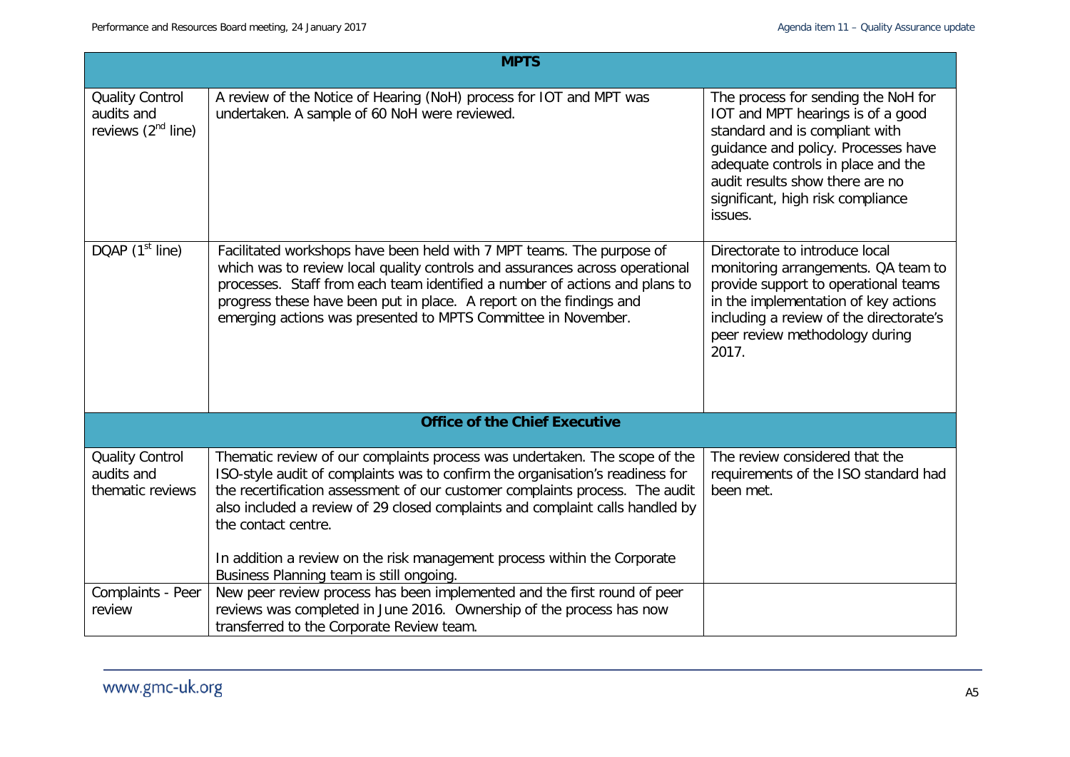| MPTS | | |
|---|---|---|
| Quality Control audits and reviews (2nd line) | A review of the Notice of Hearing (NoH) process for IOT and MPT was undertaken. A sample of 60 NoH were reviewed. | The process for sending the NoH for IOT and MPT hearings is of a good standard and is compliant with guidance and policy. Processes have adequate controls in place and the audit results show there are no significant, high risk compliance issues. |
| DQAP (1st line) | Facilitated workshops have been held with 7 MPT teams. The purpose of which was to review local quality controls and assurances across operational processes. Staff from each team identified a number of actions and plans to progress these have been put in place. A report on the findings and emerging actions was presented to MPTS Committee in November. | Directorate to introduce local monitoring arrangements. QA team to provide support to operational teams in the implementation of key actions including a review of the directorate's peer review methodology during 2017. |
| **Office of the Chief Executive** | | |
| Quality Control audits and thematic reviews | Thematic review of our complaints process was undertaken. The scope of the ISO-style audit of complaints was to confirm the organisation's readiness for the recertification assessment of our customer complaints process. The audit also included a review of 29 closed complaints and complaint calls handled by the contact centre.<br><br>In addition a review on the risk management process within the Corporate Business Planning team is still ongoing. | The review considered that the requirements of the ISO standard had been met. |
| Complaints - Peer review | New peer review process has been implemented and the first round of peer reviews was completed in June 2016. Ownership of the process has now transferred to the Corporate Review team. | |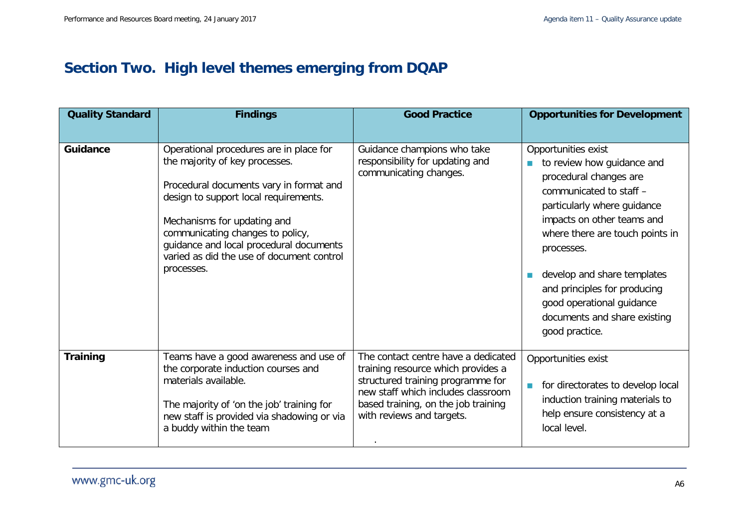# Section Two. High level themes emerging from DQAP

| Quality Standard | Findings | Good Practice | Opportunities for Development |
|---|---|---|---|
| **Guidance** | Operational procedures are in place for the majority of key processes.<br><br>Procedural documents vary in format and design to support local requirements.<br><br>Mechanisms for updating and communicating changes to policy, guidance and local procedural documents varied as did the use of document control processes. | Guidance champions who take responsibility for updating and communicating changes. | Opportunities exist<br>- to review how guidance and procedural changes are communicated to staff – particularly where guidance impacts on other teams and where there are touch points in processes.<br>- develop and share templates and principles for producing good operational guidance documents and share existing good practice. |
| **Training** | Teams have a good awareness and use of the corporate induction courses and materials available.<br><br>The majority of 'on the job' training for new staff is provided via shadowing or via a buddy within the team | The contact centre have a dedicated training resource which provides a structured training programme for new staff which includes classroom based training, on the job training with reviews and targets.<br><br>. | Opportunities exist<br>- for directorates to develop local induction training materials to help ensure consistency at a local level. |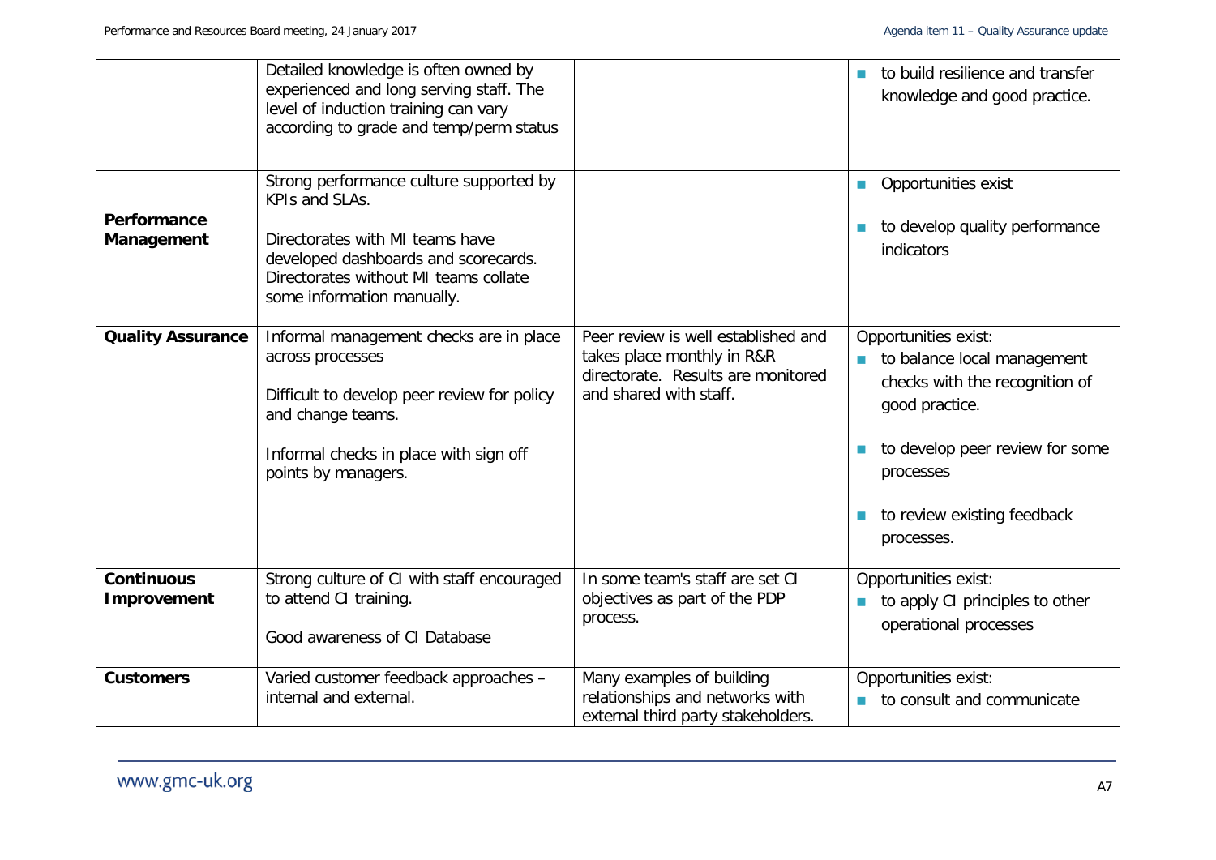| | | | |
|---|---|---|---|
| | Detailed knowledge is often owned by experienced and long serving staff. The level of induction training can vary according to grade and temp/perm status | | ■ to build resilience and transfer knowledge and good practice. |
| **Performance Management** | Strong performance culture supported by KPIs and SLAs.<br><br>Directorates with MI teams have developed dashboards and scorecards. Directorates without MI teams collate some information manually. | | ■ Opportunities exist<br>■ to develop quality performance indicators |
| **Quality Assurance** | Informal management checks are in place across processes<br><br>Difficult to develop peer review for policy and change teams.<br><br>Informal checks in place with sign off points by managers. | Peer review is well established and takes place monthly in R&R directorate. Results are monitored and shared with staff. | Opportunities exist:<br>■ to balance local management checks with the recognition of good practice.<br>■ to develop peer review for some processes<br>■ to review existing feedback processes. |
| **Continuous Improvement** | Strong culture of CI with staff encouraged to attend CI training.<br><br>Good awareness of CI Database | In some team's staff are set CI objectives as part of the PDP process. | Opportunities exist:<br>■ to apply CI principles to other operational processes |
| **Customers** | Varied customer feedback approaches – internal and external. | Many examples of building relationships and networks with external third party stakeholders. | Opportunities exist:<br>■ to consult and communicate |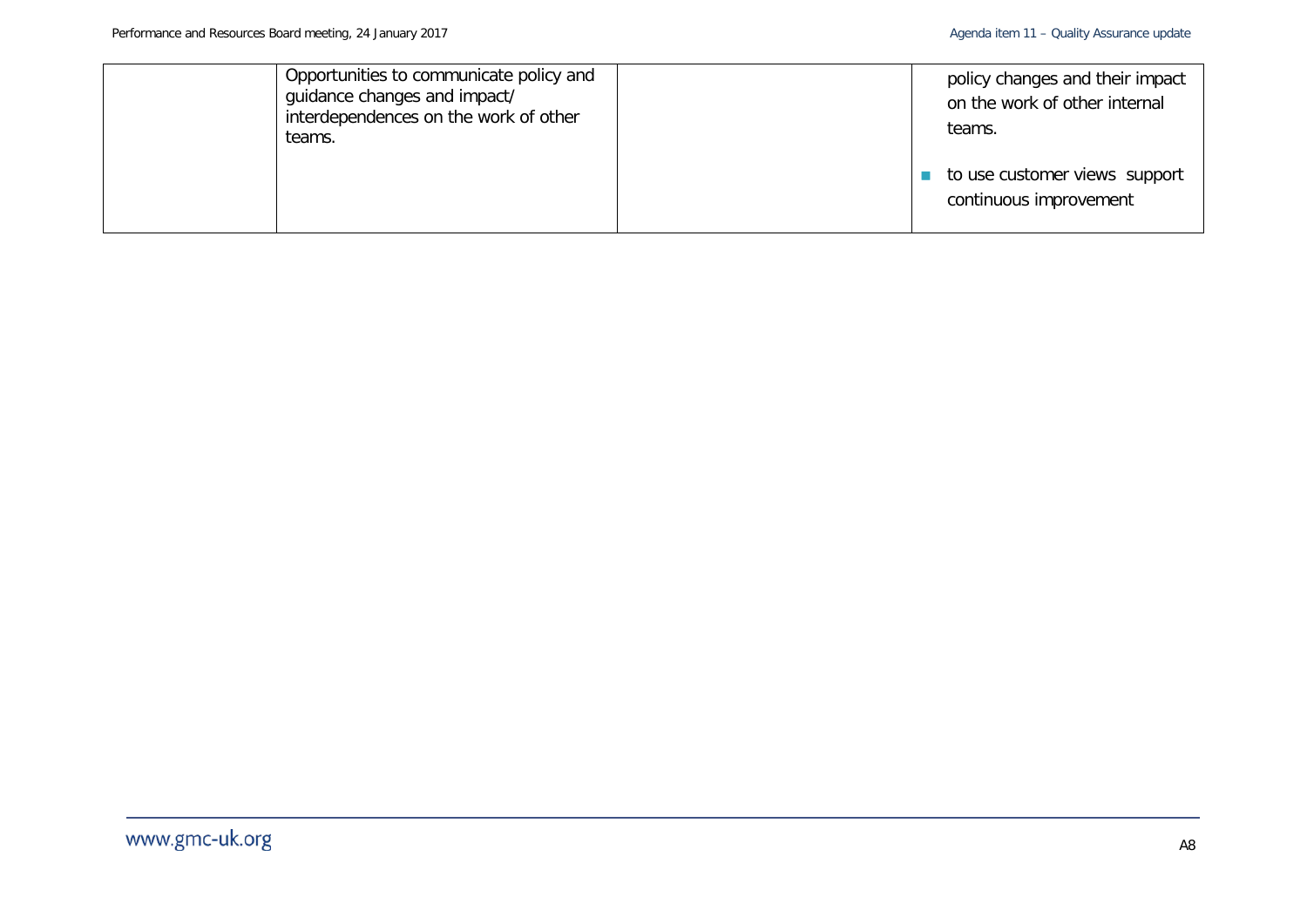| | | | |
|---|---|---|---|
| | Opportunities to communicate policy and guidance changes and impact/ interdependences on the work of other teams. | | policy changes and their impact on the work of other internal teams.<br><br>- to use customer views  support continuous improvement |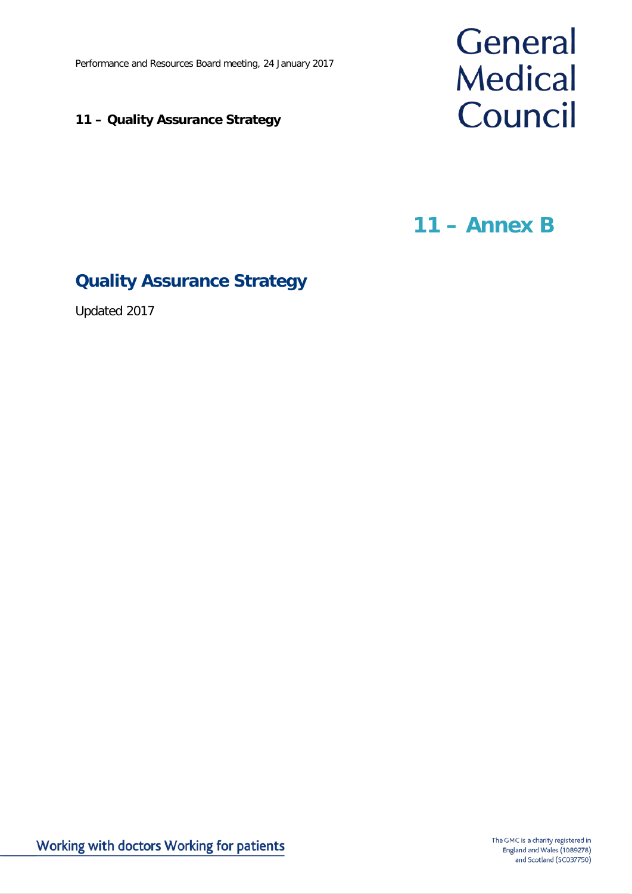Performance and Resources Board meeting, 24 January 2017

**11 – Quality Assurance Strategy**

General Medical Council

## 11 – Annex B

# Quality Assurance Strategy

Updated 2017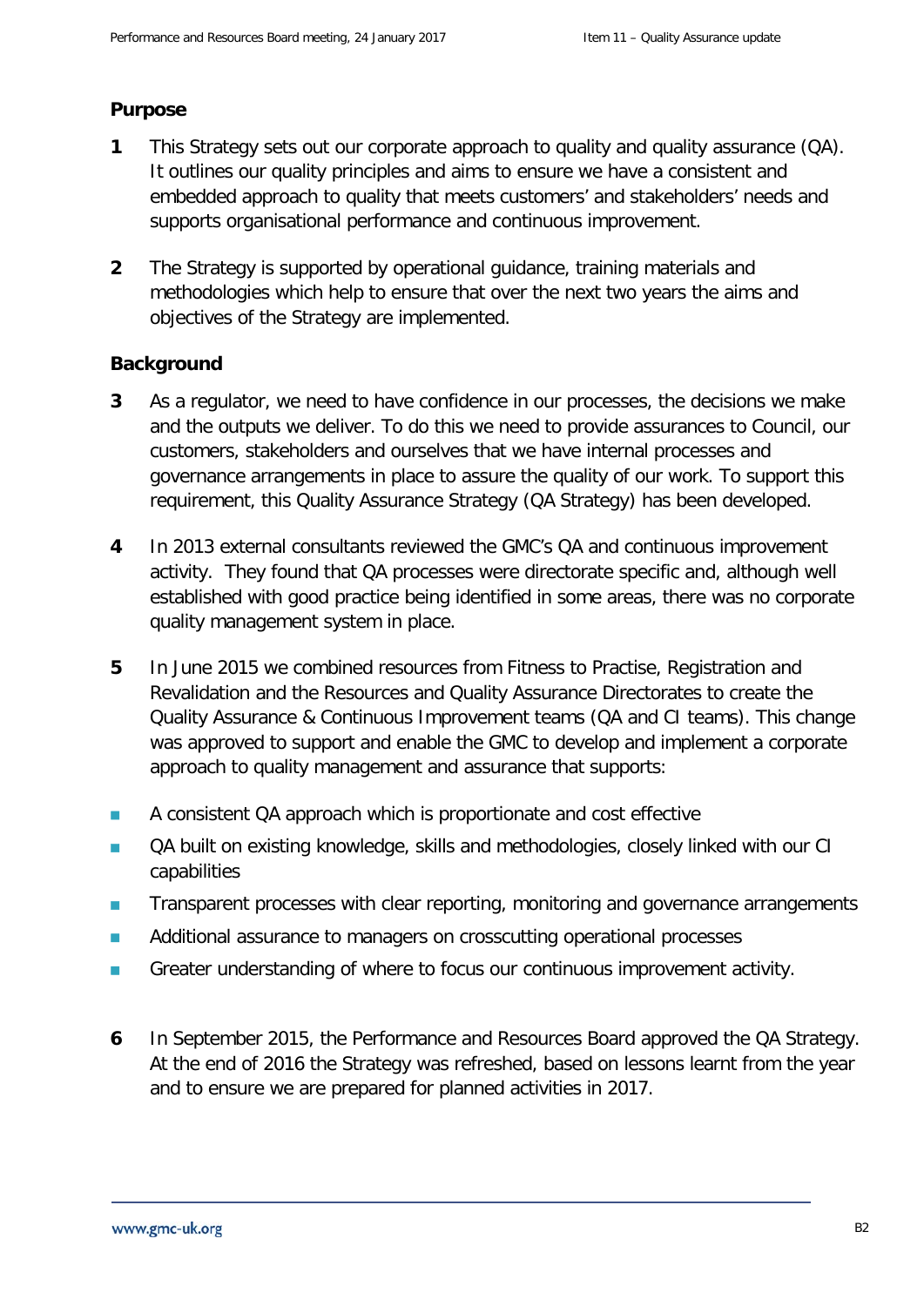## Purpose

**1** This Strategy sets out our corporate approach to quality and quality assurance (QA). It outlines our quality principles and aims to ensure we have a consistent and embedded approach to quality that meets customers' and stakeholders' needs and supports organisational performance and continuous improvement.

**2** The Strategy is supported by operational guidance, training materials and methodologies which help to ensure that over the next two years the aims and objectives of the Strategy are implemented.

## Background

**3** As a regulator, we need to have confidence in our processes, the decisions we make and the outputs we deliver. To do this we need to provide assurances to Council, our customers, stakeholders and ourselves that we have internal processes and governance arrangements in place to assure the quality of our work. To support this requirement, this Quality Assurance Strategy (QA Strategy) has been developed.

**4** In 2013 external consultants reviewed the GMC's QA and continuous improvement activity. They found that QA processes were directorate specific and, although well established with good practice being identified in some areas, there was no corporate quality management system in place.

**5** In June 2015 we combined resources from Fitness to Practise, Registration and Revalidation and the Resources and Quality Assurance Directorates to create the Quality Assurance & Continuous Improvement teams (QA and CI teams). This change was approved to support and enable the GMC to develop and implement a corporate approach to quality management and assurance that supports:

- A consistent QA approach which is proportionate and cost effective
- QA built on existing knowledge, skills and methodologies, closely linked with our CI capabilities
- Transparent processes with clear reporting, monitoring and governance arrangements
- Additional assurance to managers on crosscutting operational processes
- Greater understanding of where to focus our continuous improvement activity.

**6** In September 2015, the Performance and Resources Board approved the QA Strategy. At the end of 2016 the Strategy was refreshed, based on lessons learnt from the year and to ensure we are prepared for planned activities in 2017.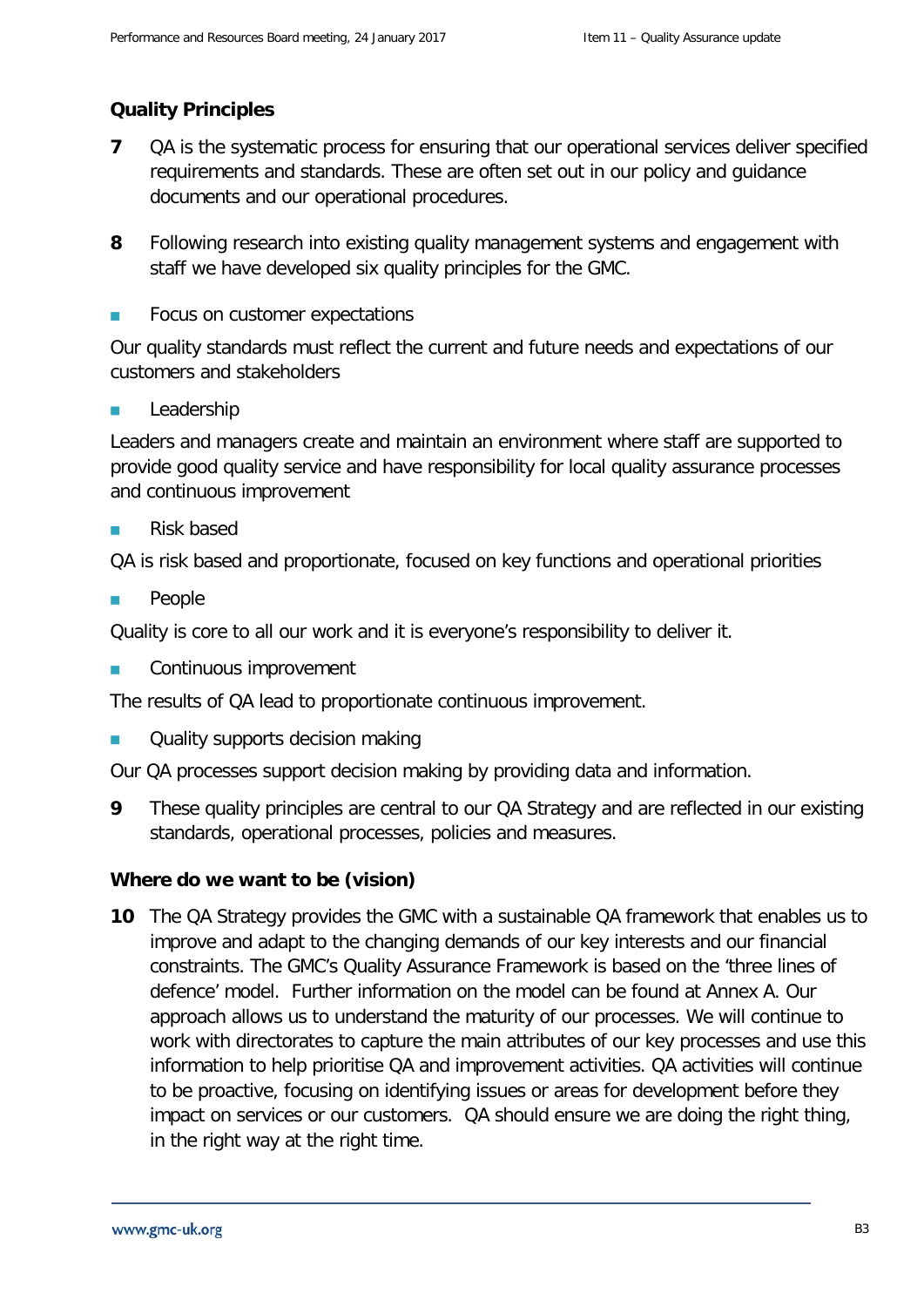## Quality Principles

**7** QA is the systematic process for ensuring that our operational services deliver specified requirements and standards. These are often set out in our policy and guidance documents and our operational procedures.

**8** Following research into existing quality management systems and engagement with staff we have developed six quality principles for the GMC.

- Focus on customer expectations

Our quality standards must reflect the current and future needs and expectations of our customers and stakeholders

- Leadership

Leaders and managers create and maintain an environment where staff are supported to provide good quality service and have responsibility for local quality assurance processes and continuous improvement

- Risk based

QA is risk based and proportionate, focused on key functions and operational priorities

- People

Quality is core to all our work and it is everyone's responsibility to deliver it.

- Continuous improvement

The results of QA lead to proportionate continuous improvement.

- Quality supports decision making

Our QA processes support decision making by providing data and information.

**9** These quality principles are central to our QA Strategy and are reflected in our existing standards, operational processes, policies and measures.

## Where do we want to be (vision)

**10** The QA Strategy provides the GMC with a sustainable QA framework that enables us to improve and adapt to the changing demands of our key interests and our financial constraints. The GMC's Quality Assurance Framework is based on the 'three lines of defence' model. Further information on the model can be found at Annex A. Our approach allows us to understand the maturity of our processes. We will continue to work with directorates to capture the main attributes of our key processes and use this information to help prioritise QA and improvement activities. QA activities will continue to be proactive, focusing on identifying issues or areas for development before they impact on services or our customers. QA should ensure we are doing the right thing, in the right way at the right time.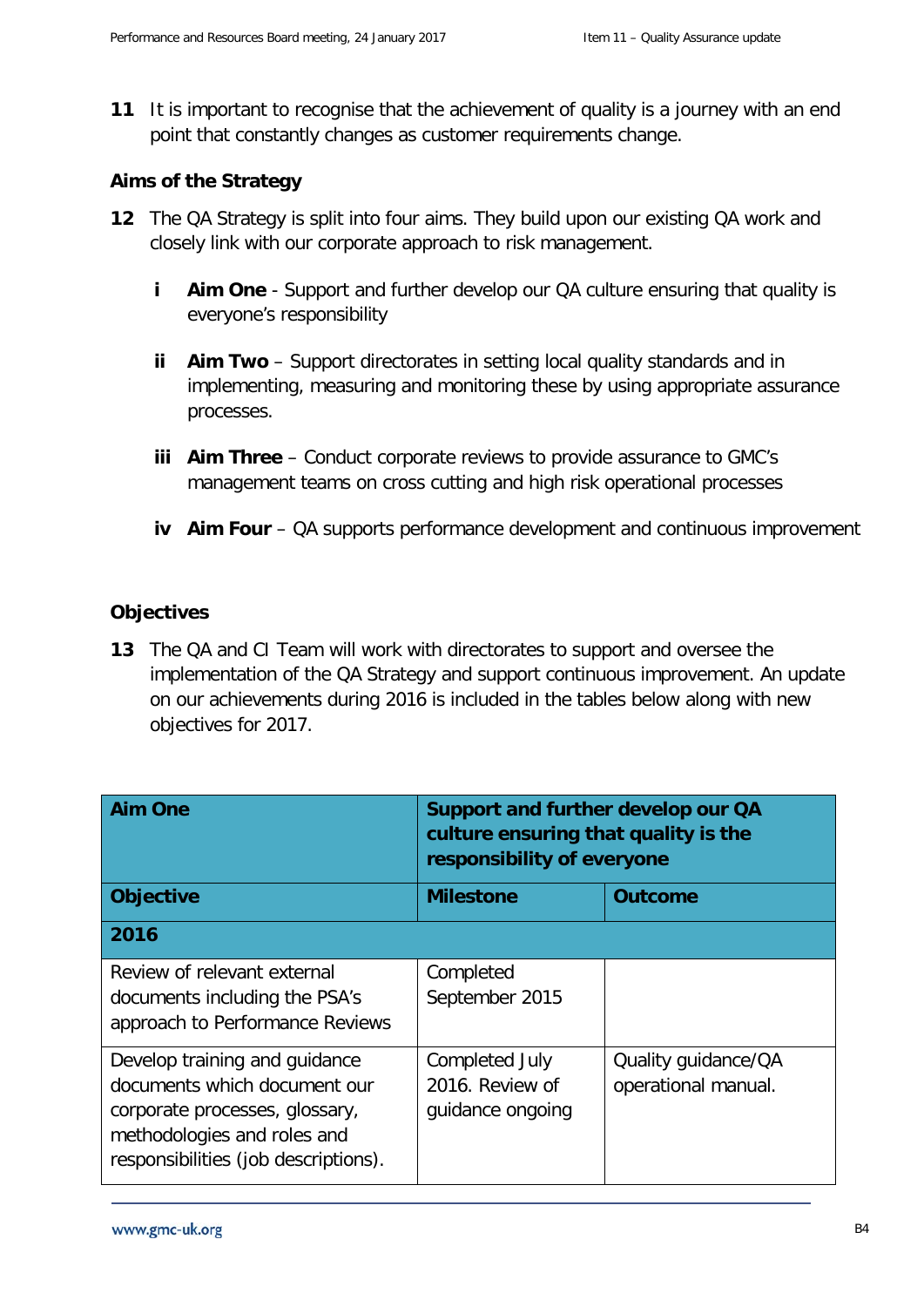**11** It is important to recognise that the achievement of quality is a journey with an end point that constantly changes as customer requirements change.

### Aims of the Strategy

**12** The QA Strategy is split into four aims. They build upon our existing QA work and closely link with our corporate approach to risk management.

- **i** **Aim One** - Support and further develop our QA culture ensuring that quality is everyone's responsibility

- **ii** **Aim Two** – Support directorates in setting local quality standards and in implementing, measuring and monitoring these by using appropriate assurance processes.

- **iii** **Aim Three** – Conduct corporate reviews to provide assurance to GMC's management teams on cross cutting and high risk operational processes

- **iv** **Aim Four** – QA supports performance development and continuous improvement

### Objectives

**13** The QA and CI Team will work with directorates to support and oversee the implementation of the QA Strategy and support continuous improvement. An update on our achievements during 2016 is included in the tables below along with new objectives for 2017.

| **Aim One** | **Support and further develop our QA culture ensuring that quality is the responsibility of everyone** | |
|---|---|---|
| **Objective** | **Milestone** | **Outcome** |
| **2016** | | |
| Review of relevant external documents including the PSA's approach to Performance Reviews | Completed September 2015 | |
| Develop training and guidance documents which document our corporate processes, glossary, methodologies and roles and responsibilities (job descriptions). | Completed July 2016. Review of guidance ongoing | Quality guidance/QA operational manual. |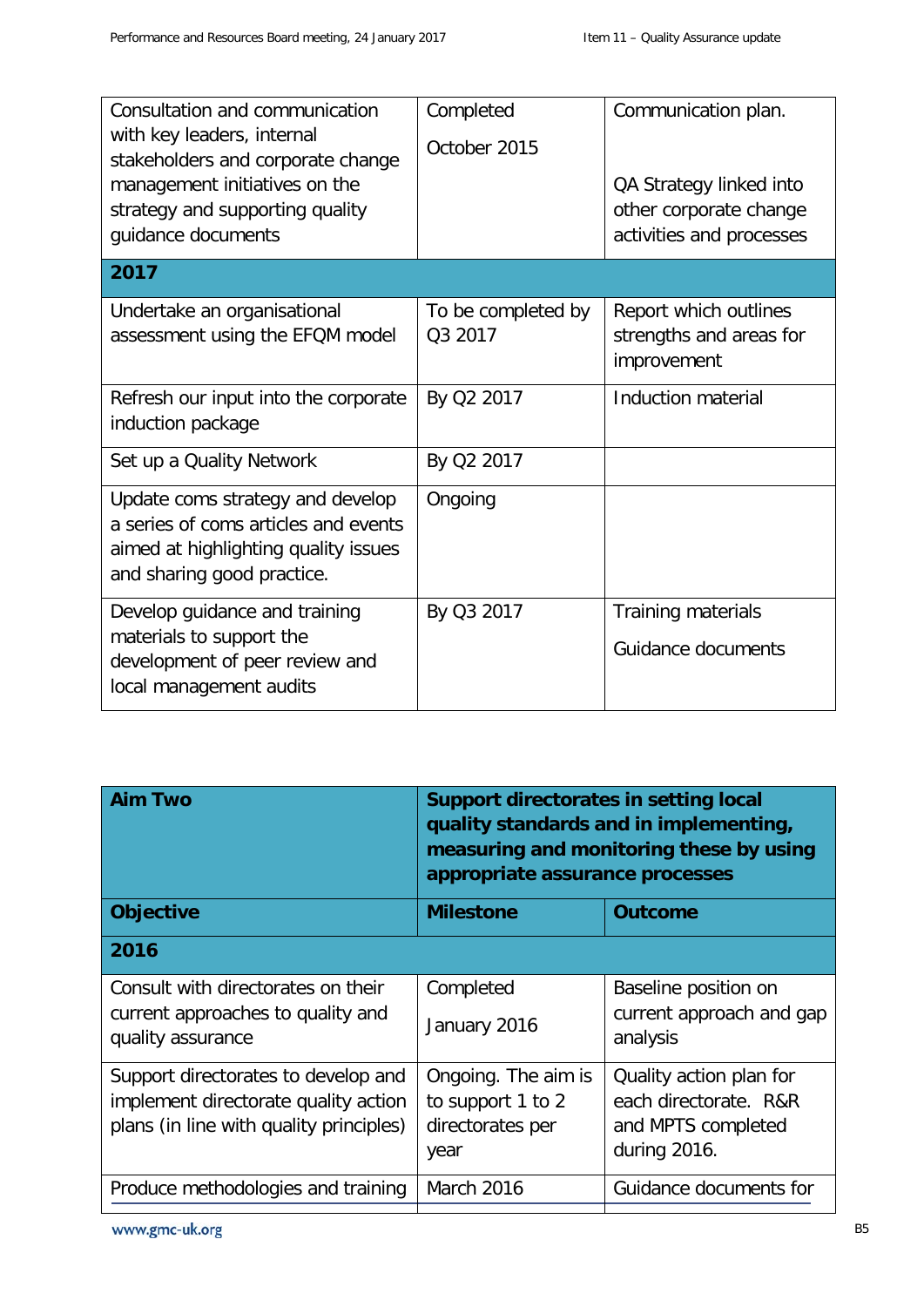| | | |
|---|---|---|
| Consultation and communication with key leaders, internal stakeholders and corporate change management initiatives on the strategy and supporting quality guidance documents | Completed<br><br>October 2015 | Communication plan.<br><br>QA Strategy linked into other corporate change activities and processes |
| **2017** | | |
| Undertake an organisational assessment using the EFQM model | To be completed by Q3 2017 | Report which outlines strengths and areas for improvement |
| Refresh our input into the corporate induction package | By Q2 2017 | Induction material |
| Set up a Quality Network | By Q2 2017 | |
| Update coms strategy and develop a series of coms articles and events aimed at highlighting quality issues and sharing good practice. | Ongoing | |
| Develop guidance and training materials to support the development of peer review and local management audits | By Q3 2017 | Training materials<br><br>Guidance documents |

| **Aim Two** | **Support directorates in setting local quality standards and in implementing, measuring and monitoring these by using appropriate assurance processes** | |
|---|---|---|
| **Objective** | **Milestone** | **Outcome** |
| **2016** | | |
| Consult with directorates on their current approaches to quality and quality assurance | Completed<br><br>January 2016 | Baseline position on current approach and gap analysis |
| Support directorates to develop and implement directorate quality action plans (in line with quality principles) | Ongoing. The aim is to support 1 to 2 directorates per year | Quality action plan for each directorate. R&R and MPTS completed during 2016. |
| Produce methodologies and training | March 2016 | Guidance documents for |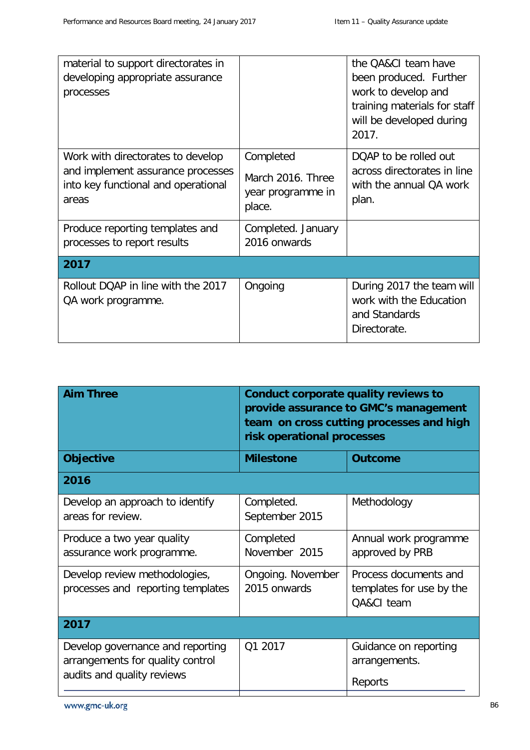| | | |
|---|---|---|
| material to support directorates in developing appropriate assurance processes | | the QA&CI team have been produced. Further work to develop and training materials for staff will be developed during 2017. |
| Work with directorates to develop and implement assurance processes into key functional and operational areas | Completed<br><br>March 2016. Three year programme in place. | DQAP to be rolled out across directorates in line with the annual QA work plan. |
| Produce reporting templates and processes to report results | Completed. January 2016 onwards | |
| **2017** | | |
| Rollout DQAP in line with the 2017 QA work programme. | Ongoing | During 2017 the team will work with the Education and Standards Directorate. |

| **Aim Three** | **Conduct corporate quality reviews to provide assurance to GMC's management team on cross cutting processes and high risk operational processes** | |
|---|---|---|
| **Objective** | **Milestone** | **Outcome** |
| **2016** | | |
| Develop an approach to identify areas for review. | Completed. September 2015 | Methodology |
| Produce a two year quality assurance work programme. | Completed November 2015 | Annual work programme approved by PRB |
| Develop review methodologies, processes and reporting templates | Ongoing. November 2015 onwards | Process documents and templates for use by the QA&CI team |
| **2017** | | |
| Develop governance and reporting arrangements for quality control audits and quality reviews | Q1 2017 | Guidance on reporting arrangements.<br><br>Reports |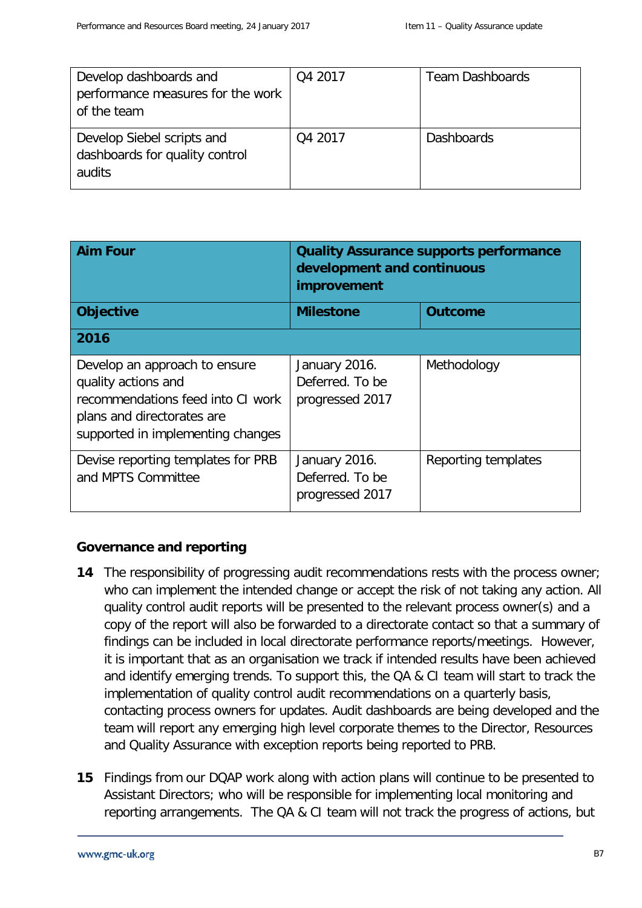| Develop dashboards and performance measures for the work of the team | Q4 2017 | Team Dashboards |
|---|---|---|
| Develop Siebel scripts and dashboards for quality control audits | Q4 2017 | Dashboards |

| **Aim Four** | **Quality Assurance supports performance development and continuous improvement** | |
|---|---|---|
| **Objective** | **Milestone** | **Outcome** |
| **2016** | | |
| Develop an approach to ensure quality actions and recommendations feed into CI work plans and directorates are supported in implementing changes | January 2016. Deferred. To be progressed 2017 | Methodology |
| Devise reporting templates for PRB and MPTS Committee | January 2016. Deferred. To be progressed 2017 | Reporting templates |

## Governance and reporting

**14** The responsibility of progressing audit recommendations rests with the process owner; who can implement the intended change or accept the risk of not taking any action. All quality control audit reports will be presented to the relevant process owner(s) and a copy of the report will also be forwarded to a directorate contact so that a summary of findings can be included in local directorate performance reports/meetings. However, it is important that as an organisation we track if intended results have been achieved and identify emerging trends. To support this, the QA & CI team will start to track the implementation of quality control audit recommendations on a quarterly basis, contacting process owners for updates. Audit dashboards are being developed and the team will report any emerging high level corporate themes to the Director, Resources and Quality Assurance with exception reports being reported to PRB.

**15** Findings from our DQAP work along with action plans will continue to be presented to Assistant Directors; who will be responsible for implementing local monitoring and reporting arrangements. The QA & CI team will not track the progress of actions, but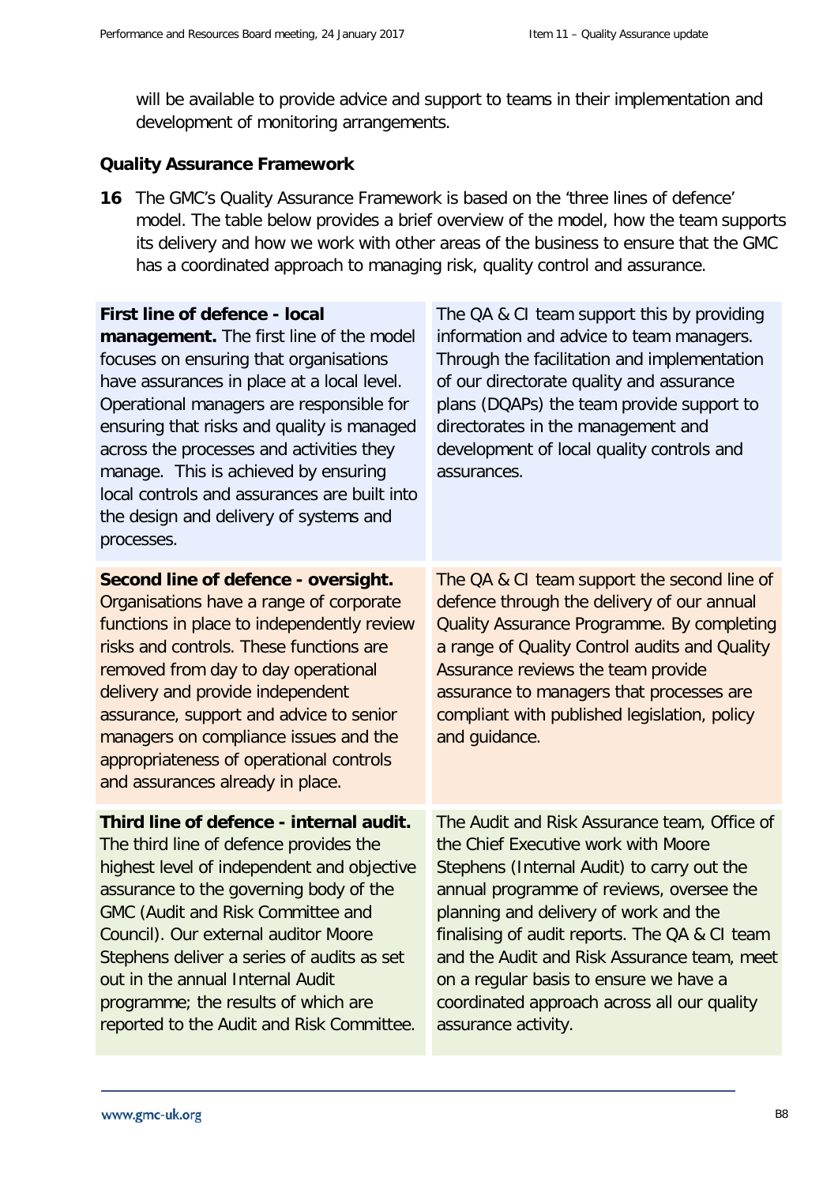will be available to provide advice and support to teams in their implementation and development of monitoring arrangements.

## Quality Assurance Framework

**16** The GMC's Quality Assurance Framework is based on the 'three lines of defence' model. The table below provides a brief overview of the model, how the team supports its delivery and how we work with other areas of the business to ensure that the GMC has a coordinated approach to managing risk, quality control and assurance.

| | |
|---|---|
| **First line of defence - local management.** The first line of the model focuses on ensuring that organisations have assurances in place at a local level. Operational managers are responsible for ensuring that risks and quality is managed across the processes and activities they manage. This is achieved by ensuring local controls and assurances are built into the design and delivery of systems and processes. | The QA & CI team support this by providing information and advice to team managers. Through the facilitation and implementation of our directorate quality and assurance plans (DQAPs) the team provide support to directorates in the management and development of local quality controls and assurances. |
| **Second line of defence - oversight.** Organisations have a range of corporate functions in place to independently review risks and controls. These functions are removed from day to day operational delivery and provide independent assurance, support and advice to senior managers on compliance issues and the appropriateness of operational controls and assurances already in place. | The QA & CI team support the second line of defence through the delivery of our annual Quality Assurance Programme. By completing a range of Quality Control audits and Quality Assurance reviews the team provide assurance to managers that processes are compliant with published legislation, policy and guidance. |
| **Third line of defence - internal audit.** The third line of defence provides the highest level of independent and objective assurance to the governing body of the GMC (Audit and Risk Committee and Council). Our external auditor Moore Stephens deliver a series of audits as set out in the annual Internal Audit programme; the results of which are reported to the Audit and Risk Committee. | The Audit and Risk Assurance team, Office of the Chief Executive work with Moore Stephens (Internal Audit) to carry out the annual programme of reviews, oversee the planning and delivery of work and the finalising of audit reports. The QA & CI team and the Audit and Risk Assurance team, meet on a regular basis to ensure we have a coordinated approach across all our quality assurance activity. |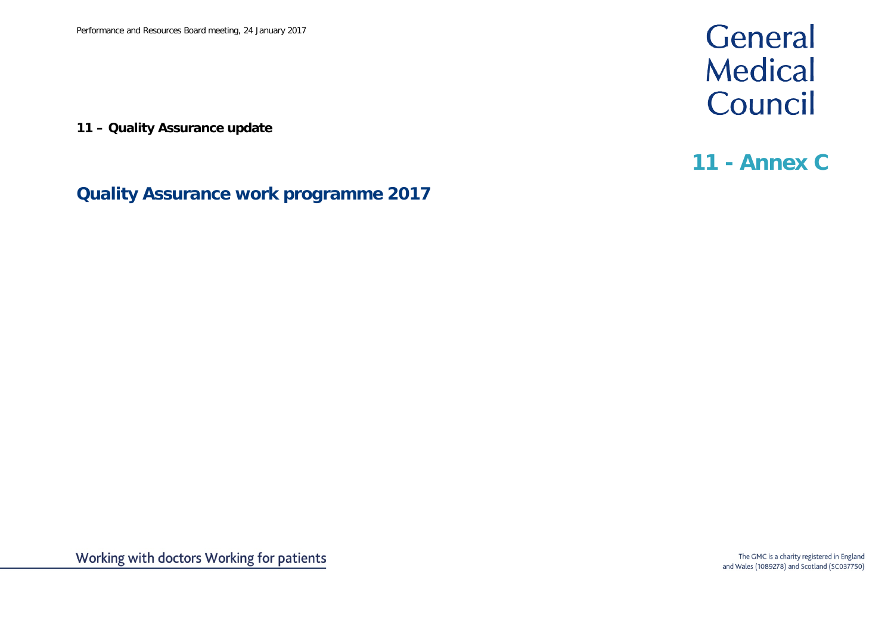11 – Quality Assurance update

# 11 - Annex C

## Quality Assurance work programme 2017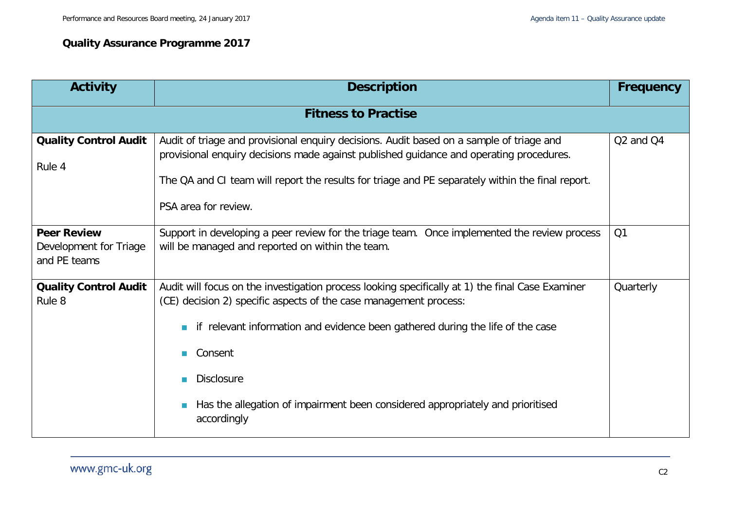## Quality Assurance Programme 2017

| Activity | Description | Frequency |
|---|---|---|
| **Fitness to Practise** | | |
| **Quality Control Audit**<br><br>Rule 4 | Audit of triage and provisional enquiry decisions. Audit based on a sample of triage and provisional enquiry decisions made against published guidance and operating procedures.<br><br>The QA and CI team will report the results for triage and PE separately within the final report.<br><br>PSA area for review. | Q2 and Q4 |
| **Peer Review** Development for Triage and PE teams | Support in developing a peer review for the triage team. Once implemented the review process will be managed and reported on within the team. | Q1 |
| **Quality Control Audit** Rule 8 | Audit will focus on the investigation process looking specifically at 1) the final Case Examiner (CE) decision 2) specific aspects of the case management process:<br><br>- if relevant information and evidence been gathered during the life of the case<br>- Consent<br>- Disclosure<br>- Has the allegation of impairment been considered appropriately and prioritised accordingly | Quarterly |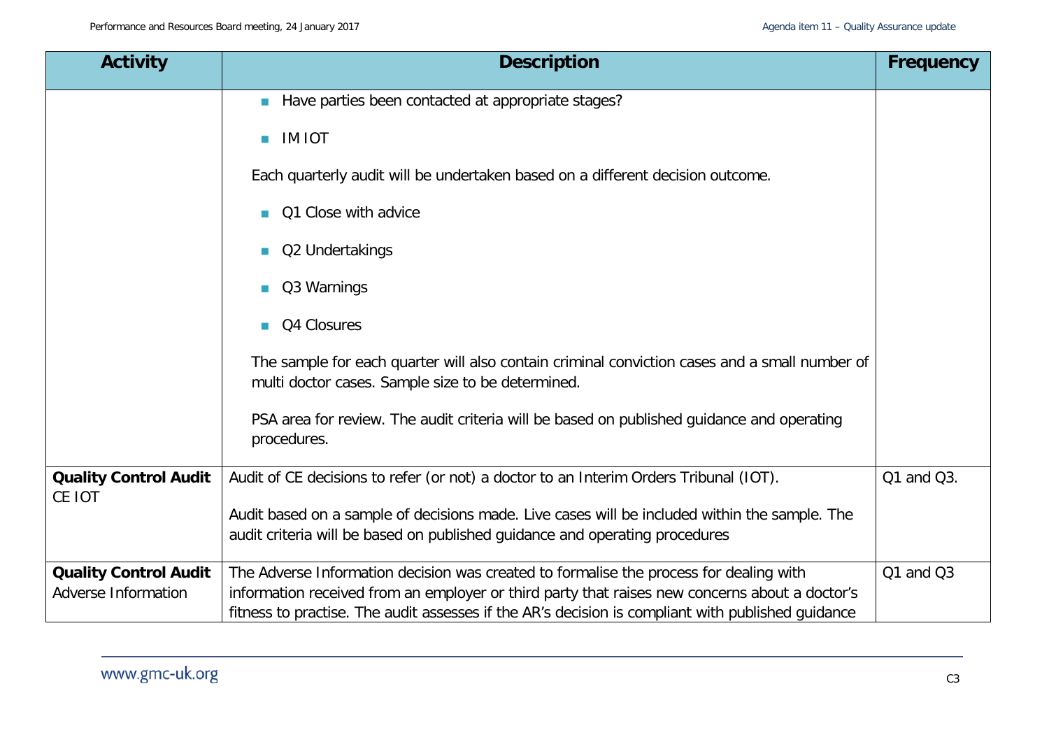| Activity | Description | Frequency |
|---|---|---|
| | - Have parties been contacted at appropriate stages?<br>- IM IOT<br><br>Each quarterly audit will be undertaken based on a different decision outcome.<br><br>- Q1 Close with advice<br>- Q2 Undertakings<br>- Q3 Warnings<br>- Q4 Closures<br><br>The sample for each quarter will also contain criminal conviction cases and a small number of multi doctor cases. Sample size to be determined.<br><br>PSA area for review. The audit criteria will be based on published guidance and operating procedures. | |
| **Quality Control Audit** CE IOT | Audit of CE decisions to refer (or not) a doctor to an Interim Orders Tribunal (IOT).<br><br>Audit based on a sample of decisions made. Live cases will be included within the sample. The audit criteria will be based on published guidance and operating procedures | Q1 and Q3. |
| **Quality Control Audit** Adverse Information | The Adverse Information decision was created to formalise the process for dealing with information received from an employer or third party that raises new concerns about a doctor's fitness to practise. The audit assesses if the AR's decision is compliant with published guidance | Q1 and Q3 |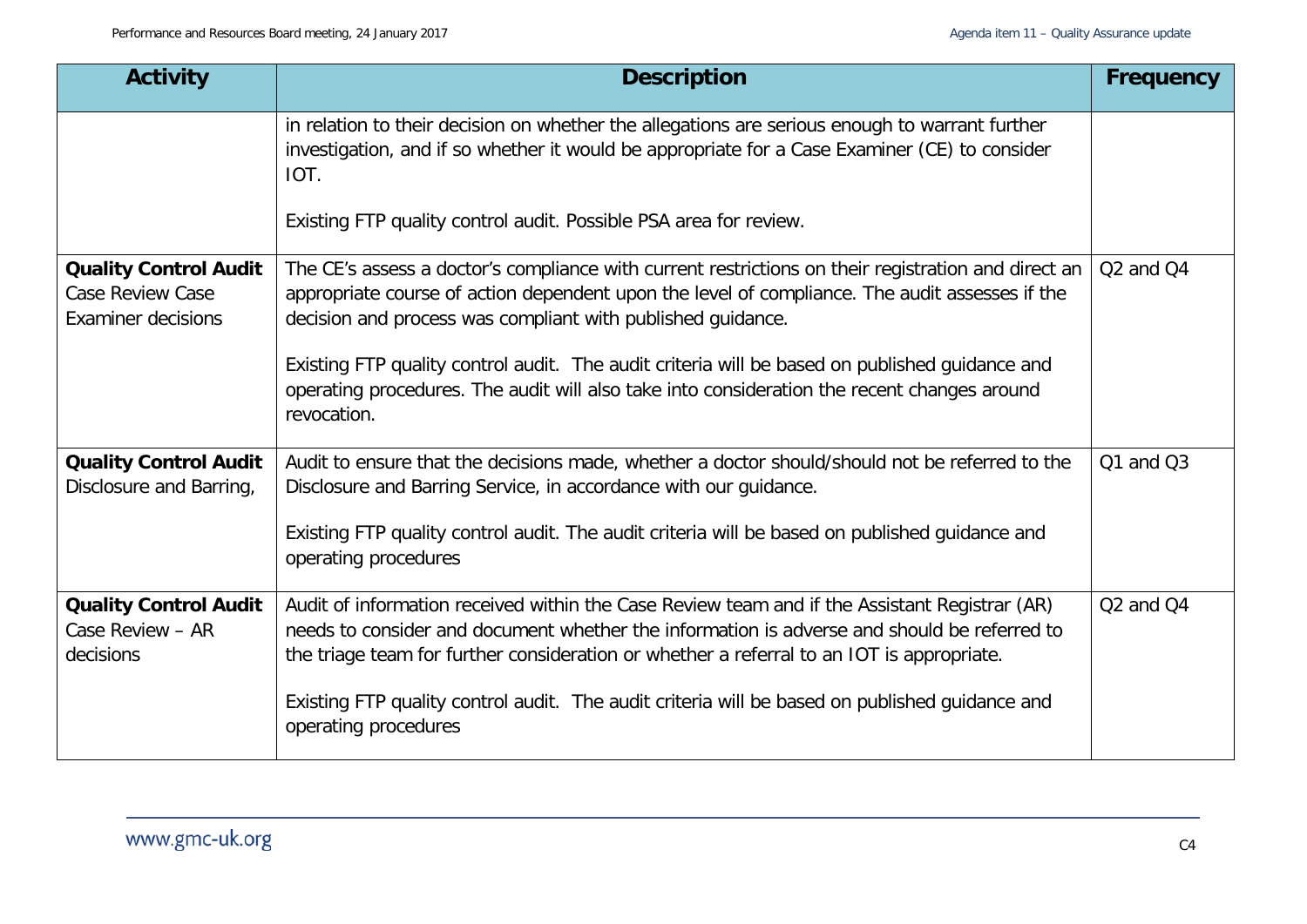| Activity | Description | Frequency |
|---|---|---|
| | in relation to their decision on whether the allegations are serious enough to warrant further investigation, and if so whether it would be appropriate for a Case Examiner (CE) to consider IOT.<br><br>Existing FTP quality control audit. Possible PSA area for review. | |
| **Quality Control Audit** Case Review Case Examiner decisions | The CE's assess a doctor's compliance with current restrictions on their registration and direct an appropriate course of action dependent upon the level of compliance. The audit assesses if the decision and process was compliant with published guidance.<br><br>Existing FTP quality control audit. The audit criteria will be based on published guidance and operating procedures. The audit will also take into consideration the recent changes around revocation. | Q2 and Q4 |
| **Quality Control Audit** Disclosure and Barring, | Audit to ensure that the decisions made, whether a doctor should/should not be referred to the Disclosure and Barring Service, in accordance with our guidance.<br><br>Existing FTP quality control audit. The audit criteria will be based on published guidance and operating procedures | Q1 and Q3 |
| **Quality Control Audit** Case Review – AR decisions | Audit of information received within the Case Review team and if the Assistant Registrar (AR) needs to consider and document whether the information is adverse and should be referred to the triage team for further consideration or whether a referral to an IOT is appropriate.<br><br>Existing FTP quality control audit. The audit criteria will be based on published guidance and operating procedures | Q2 and Q4 |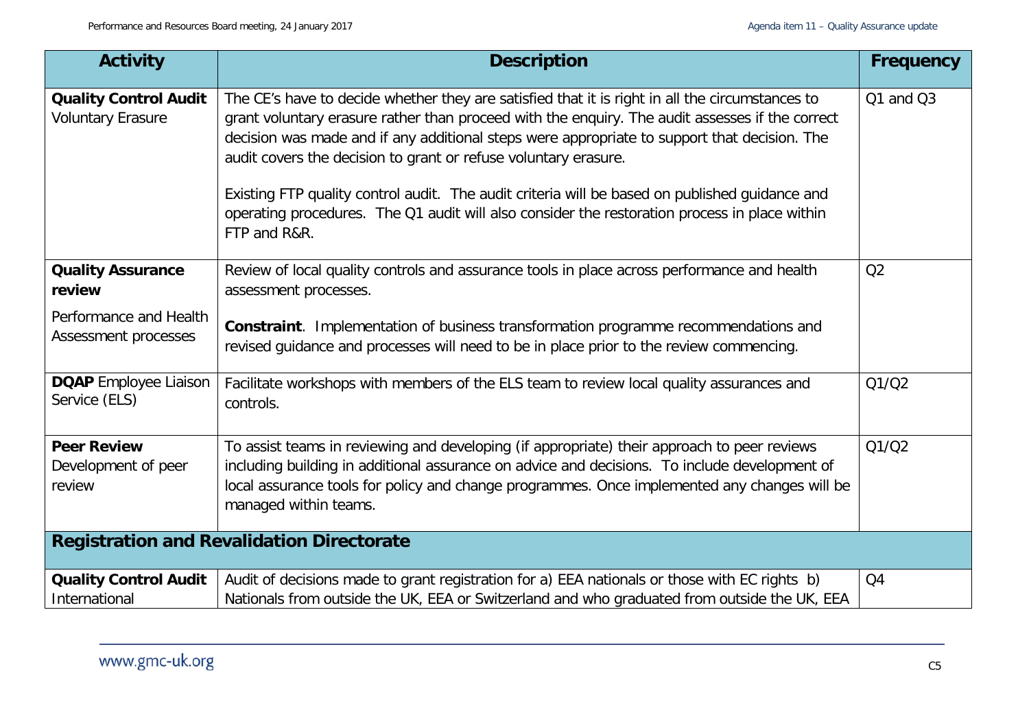| Activity | Description | Frequency |
|---|---|---|
| **Quality Control Audit** Voluntary Erasure | The CE's have to decide whether they are satisfied that it is right in all the circumstances to grant voluntary erasure rather than proceed with the enquiry. The audit assesses if the correct decision was made and if any additional steps were appropriate to support that decision. The audit covers the decision to grant or refuse voluntary erasure.<br><br>Existing FTP quality control audit. The audit criteria will be based on published guidance and operating procedures. The Q1 audit will also consider the restoration process in place within FTP and R&R. | Q1 and Q3 |
| **Quality Assurance review**<br><br>Performance and Health Assessment processes | Review of local quality controls and assurance tools in place across performance and health assessment processes.<br><br>**Constraint**. Implementation of business transformation programme recommendations and revised guidance and processes will need to be in place prior to the review commencing. | Q2 |
| **DQAP** Employee Liaison Service (ELS) | Facilitate workshops with members of the ELS team to review local quality assurances and controls. | Q1/Q2 |
| **Peer Review** Development of peer review | To assist teams in reviewing and developing (if appropriate) their approach to peer reviews including building in additional assurance on advice and decisions. To include development of local assurance tools for policy and change programmes. Once implemented any changes will be managed within teams. | Q1/Q2 |
| **Registration and Revalidation Directorate** | | |
| **Quality Control Audit** International | Audit of decisions made to grant registration for a) EEA nationals or those with EC rights b) Nationals from outside the UK, EEA or Switzerland and who graduated from outside the UK, EEA | Q4 |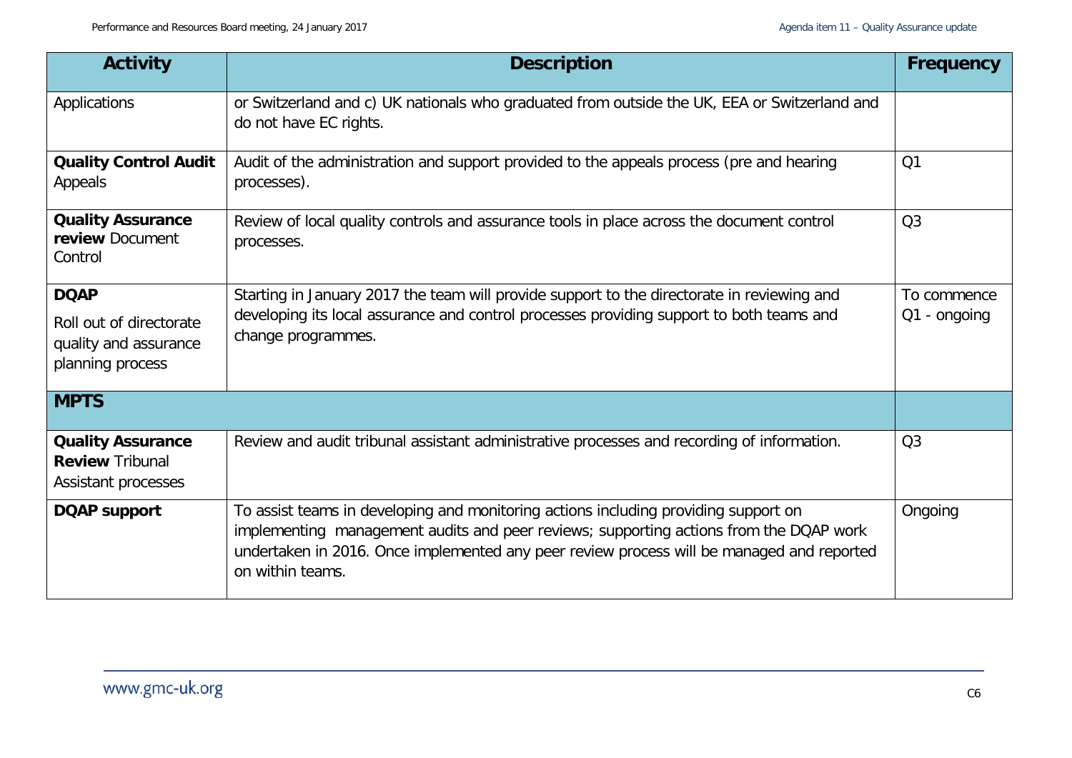| Activity | Description | Frequency |
|---|---|---|
| Applications | or Switzerland and c) UK nationals who graduated from outside the UK, EEA or Switzerland and do not have EC rights. | |
| **Quality Control Audit** Appeals | Audit of the administration and support provided to the appeals process (pre and hearing processes). | Q1 |
| **Quality Assurance review** Document Control | Review of local quality controls and assurance tools in place across the document control processes. | Q3 |
| **DQAP** Roll out of directorate quality and assurance planning process | Starting in January 2017 the team will provide support to the directorate in reviewing and developing its local assurance and control processes providing support to both teams and change programmes. | To commence Q1 - ongoing |
| **MPTS** | | |
| **Quality Assurance Review** Tribunal Assistant processes | Review and audit tribunal assistant administrative processes and recording of information. | Q3 |
| **DQAP support** | To assist teams in developing and monitoring actions including providing support on implementing management audits and peer reviews; supporting actions from the DQAP work undertaken in 2016. Once implemented any peer review process will be managed and reported on within teams. | Ongoing |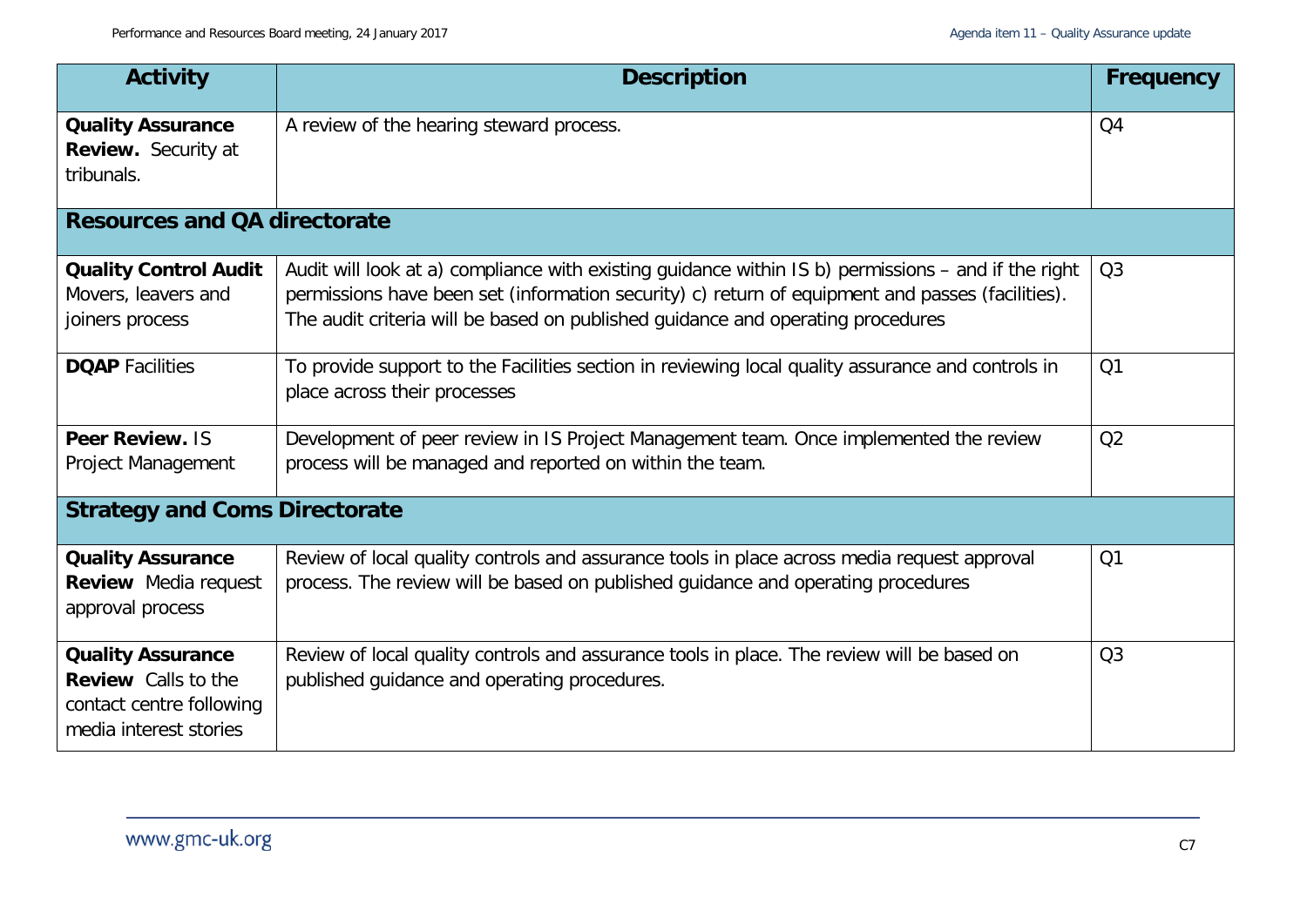| Activity | Description | Frequency |
|---|---|---|
| **Quality Assurance Review.** Security at tribunals. | A review of the hearing steward process. | Q4 |
| **Resources and QA directorate** | | |
| **Quality Control Audit** Movers, leavers and joiners process | Audit will look at a) compliance with existing guidance within IS b) permissions – and if the right permissions have been set (information security) c) return of equipment and passes (facilities). The audit criteria will be based on published guidance and operating procedures | Q3 |
| **DQAP** Facilities | To provide support to the Facilities section in reviewing local quality assurance and controls in place across their processes | Q1 |
| **Peer Review.** IS Project Management | Development of peer review in IS Project Management team. Once implemented the review process will be managed and reported on within the team. | Q2 |
| **Strategy and Coms Directorate** | | |
| **Quality Assurance Review** Media request approval process | Review of local quality controls and assurance tools in place across media request approval process. The review will be based on published guidance and operating procedures | Q1 |
| **Quality Assurance Review** Calls to the contact centre following media interest stories | Review of local quality controls and assurance tools in place. The review will be based on published guidance and operating procedures. | Q3 |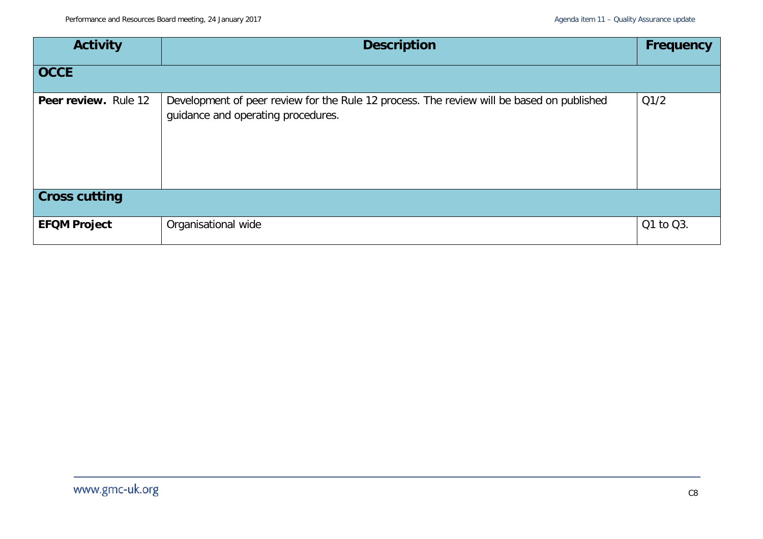| Activity | Description | Frequency |
|---|---|---|
| **OCCE** | | |
| **Peer review.** Rule 12 | Development of peer review for the Rule 12 process. The review will be based on published guidance and operating procedures. | Q1/2 |
| **Cross cutting** | | |
| **EFQM Project** | Organisational wide | Q1 to Q3. |